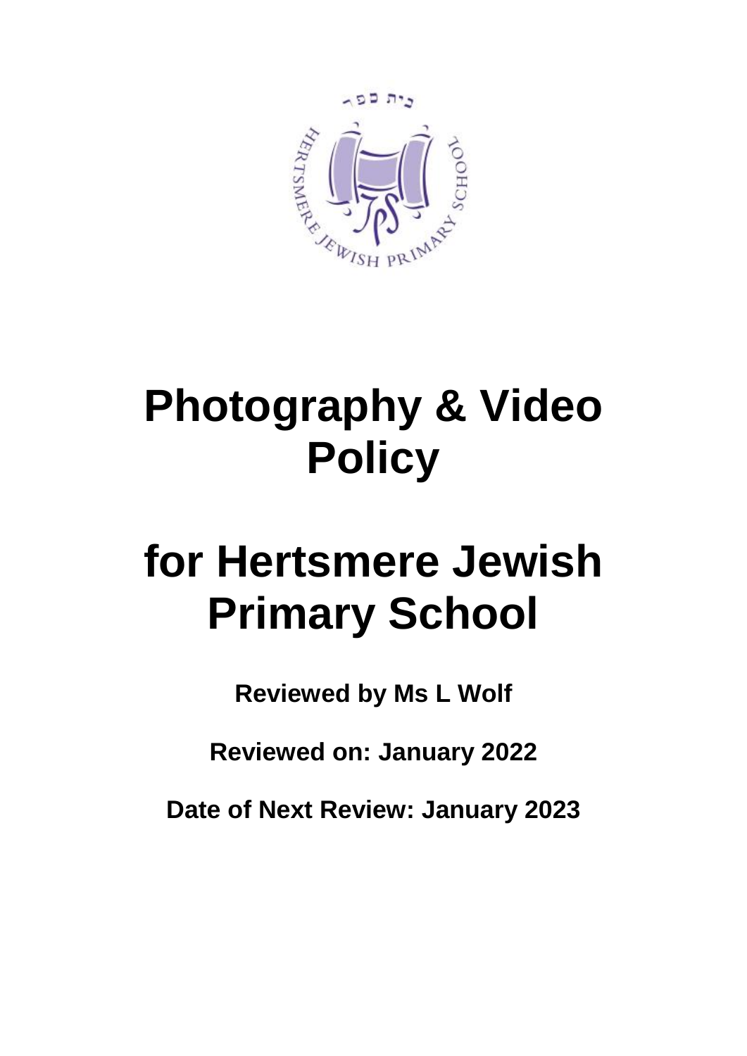# Photography & Video Policy

# for Hertsmere Jewish Primary School

**Reviewed by Ms L Wolf**

**Reviewed on: January 2022**

**Date of Next Review: January 2023**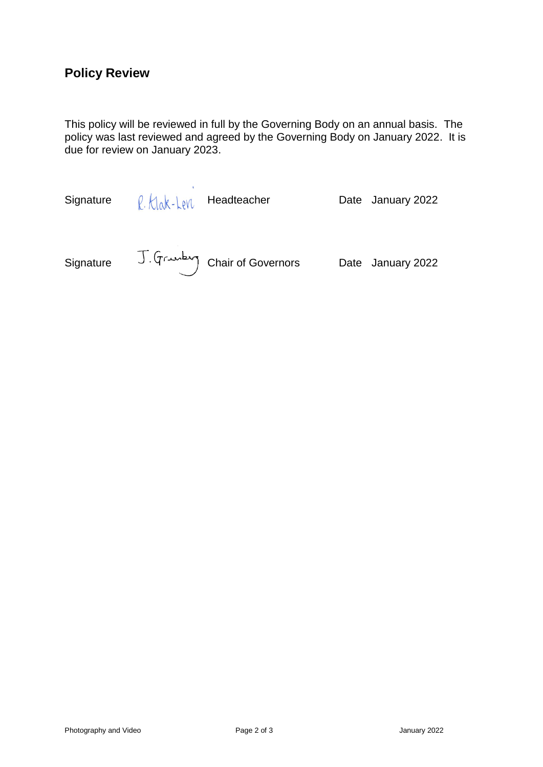## Policy Review

This policy will be reviewed in full by the Governing Body on an annual basis. The policy was last reviewed and agreed by the Governing Body on January 2022. It is due for review on January 2023.

| | | | |
|---|---|---|---|
| Signature | R. Klak-Levi | Headteacher | Date January 2022 |
| Signature | J. Grunberg | Chair of Governors | Date January 2022 |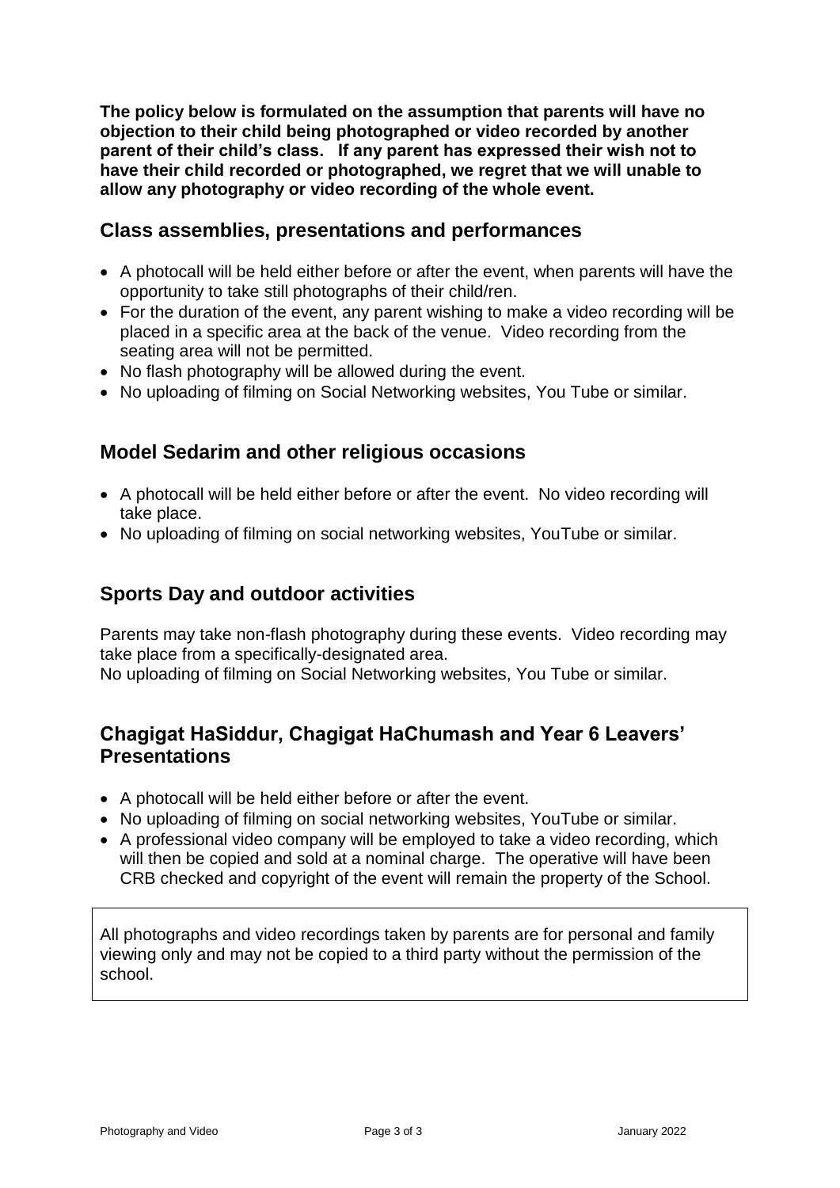**The policy below is formulated on the assumption that parents will have no objection to their child being photographed or video recorded by another parent of their child's class. If any parent has expressed their wish not to have their child recorded or photographed, we regret that we will unable to allow any photography or video recording of the whole event.**

## Class assemblies, presentations and performances

- A photocall will be held either before or after the event, when parents will have the opportunity to take still photographs of their child/ren.
- For the duration of the event, any parent wishing to make a video recording will be placed in a specific area at the back of the venue. Video recording from the seating area will not be permitted.
- No flash photography will be allowed during the event.
- No uploading of filming on Social Networking websites, You Tube or similar.

## Model Sedarim and other religious occasions

- A photocall will be held either before or after the event. No video recording will take place.
- No uploading of filming on social networking websites, YouTube or similar.

## Sports Day and outdoor activities

Parents may take non-flash photography during these events. Video recording may take place from a specifically-designated area.
No uploading of filming on Social Networking websites, You Tube or similar.

## Chagigat HaSiddur, Chagigat HaChumash and Year 6 Leavers' Presentations

- A photocall will be held either before or after the event.
- No uploading of filming on social networking websites, YouTube or similar.
- A professional video company will be employed to take a video recording, which will then be copied and sold at a nominal charge. The operative will have been CRB checked and copyright of the event will remain the property of the School.

All photographs and video recordings taken by parents are for personal and family viewing only and may not be copied to a third party without the permission of the school.